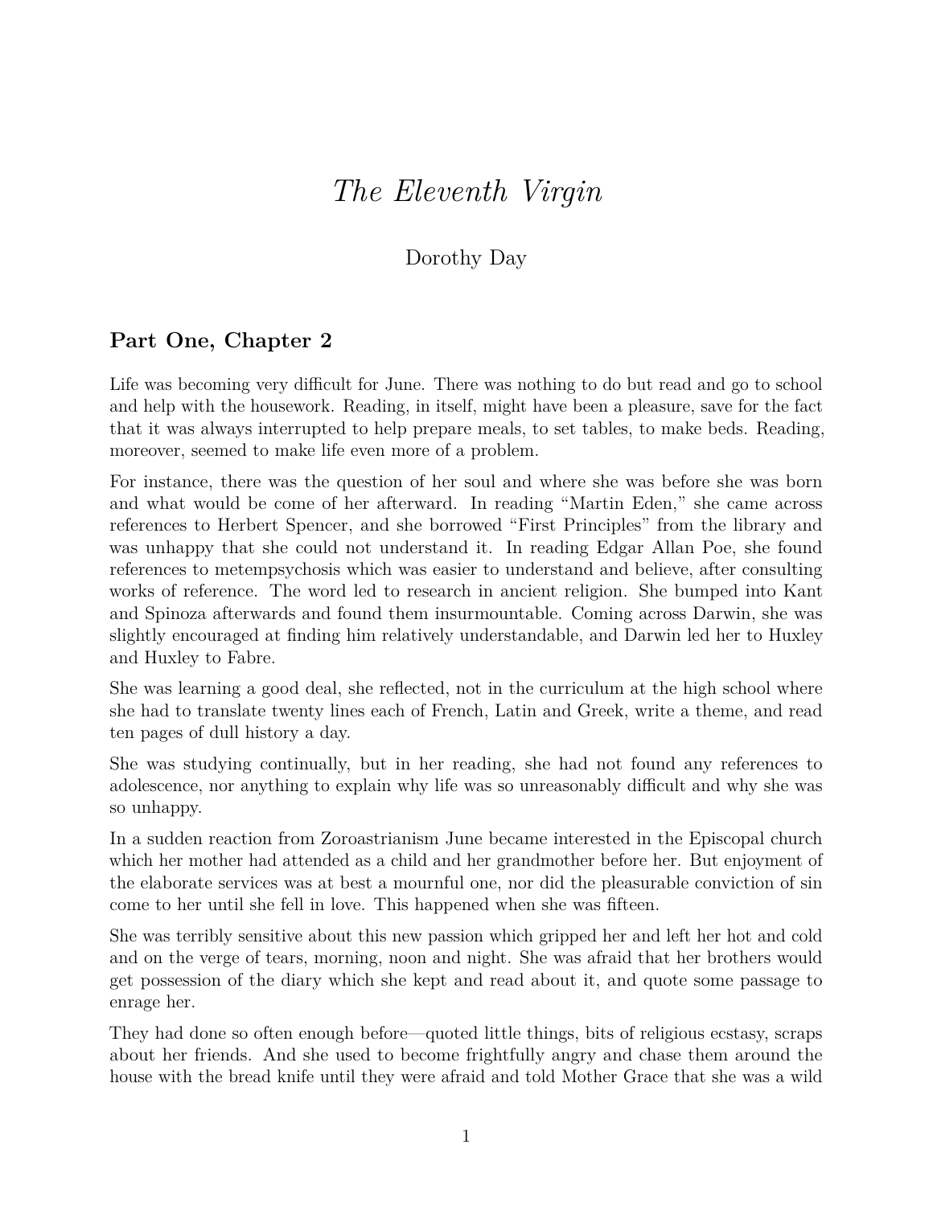# *The Eleventh Virgin*

Dorothy Day

## Part One, Chapter 2

Life was becoming very difficult for June. There was nothing to do but read and go to school and help with the housework. Reading, in itself, might have been a pleasure, save for the fact that it was always interrupted to help prepare meals, to set tables, to make beds. Reading, moreover, seemed to make life even more of a problem.

For instance, there was the question of her soul and where she was before she was born and what would be come of her afterward. In reading "Martin Eden," she came across references to Herbert Spencer, and she borrowed "First Principles" from the library and was unhappy that she could not understand it. In reading Edgar Allan Poe, she found references to metempsychosis which was easier to understand and believe, after consulting works of reference. The word led to research in ancient religion. She bumped into Kant and Spinoza afterwards and found them insurmountable. Coming across Darwin, she was slightly encouraged at finding him relatively understandable, and Darwin led her to Huxley and Huxley to Fabre.

She was learning a good deal, she reflected, not in the curriculum at the high school where she had to translate twenty lines each of French, Latin and Greek, write a theme, and read ten pages of dull history a day.

She was studying continually, but in her reading, she had not found any references to adolescence, nor anything to explain why life was so unreasonably difficult and why she was so unhappy.

In a sudden reaction from Zoroastrianism June became interested in the Episcopal church which her mother had attended as a child and her grandmother before her. But enjoyment of the elaborate services was at best a mournful one, nor did the pleasurable conviction of sin come to her until she fell in love. This happened when she was fifteen.

She was terribly sensitive about this new passion which gripped her and left her hot and cold and on the verge of tears, morning, noon and night. She was afraid that her brothers would get possession of the diary which she kept and read about it, and quote some passage to enrage her.

They had done so often enough before—quoted little things, bits of religious ecstasy, scraps about her friends. And she used to become frightfully angry and chase them around the house with the bread knife until they were afraid and told Mother Grace that she was a wild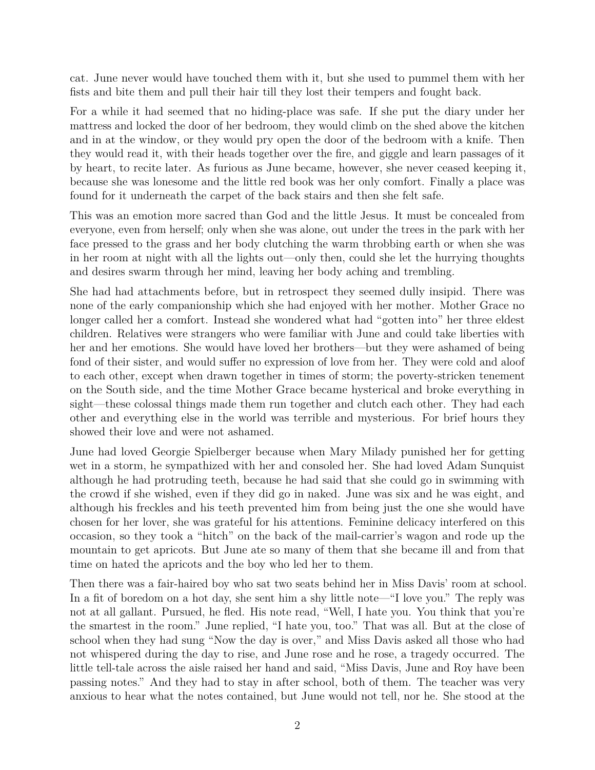cat. June never would have touched them with it, but she used to pummel them with her fists and bite them and pull their hair till they lost their tempers and fought back.

For a while it had seemed that no hiding-place was safe. If she put the diary under her mattress and locked the door of her bedroom, they would climb on the shed above the kitchen and in at the window, or they would pry open the door of the bedroom with a knife. Then they would read it, with their heads together over the fire, and giggle and learn passages of it by heart, to recite later. As furious as June became, however, she never ceased keeping it, because she was lonesome and the little red book was her only comfort. Finally a place was found for it underneath the carpet of the back stairs and then she felt safe.

This was an emotion more sacred than God and the little Jesus. It must be concealed from everyone, even from herself; only when she was alone, out under the trees in the park with her face pressed to the grass and her body clutching the warm throbbing earth or when she was in her room at night with all the lights out—only then, could she let the hurrying thoughts and desires swarm through her mind, leaving her body aching and trembling.

She had had attachments before, but in retrospect they seemed dully insipid. There was none of the early companionship which she had enjoyed with her mother. Mother Grace no longer called her a comfort. Instead she wondered what had "gotten into" her three eldest children. Relatives were strangers who were familiar with June and could take liberties with her and her emotions. She would have loved her brothers—but they were ashamed of being fond of their sister, and would suffer no expression of love from her. They were cold and aloof to each other, except when drawn together in times of storm; the poverty-stricken tenement on the South side, and the time Mother Grace became hysterical and broke everything in sight—these colossal things made them run together and clutch each other. They had each other and everything else in the world was terrible and mysterious. For brief hours they showed their love and were not ashamed.

June had loved Georgie Spielberger because when Mary Milady punished her for getting wet in a storm, he sympathized with her and consoled her. She had loved Adam Sunquist although he had protruding teeth, because he had said that she could go in swimming with the crowd if she wished, even if they did go in naked. June was six and he was eight, and although his freckles and his teeth prevented him from being just the one she would have chosen for her lover, she was grateful for his attentions. Feminine delicacy interfered on this occasion, so they took a "hitch" on the back of the mail-carrier's wagon and rode up the mountain to get apricots. But June ate so many of them that she became ill and from that time on hated the apricots and the boy who led her to them.

Then there was a fair-haired boy who sat two seats behind her in Miss Davis' room at school. In a fit of boredom on a hot day, she sent him a shy little note—"I love you." The reply was not at all gallant. Pursued, he fled. His note read, "Well, I hate you. You think that you're the smartest in the room." June replied, "I hate you, too." That was all. But at the close of school when they had sung "Now the day is over," and Miss Davis asked all those who had not whispered during the day to rise, and June rose and he rose, a tragedy occurred. The little tell-tale across the aisle raised her hand and said, "Miss Davis, June and Roy have been passing notes." And they had to stay in after school, both of them. The teacher was very anxious to hear what the notes contained, but June would not tell, nor he. She stood at the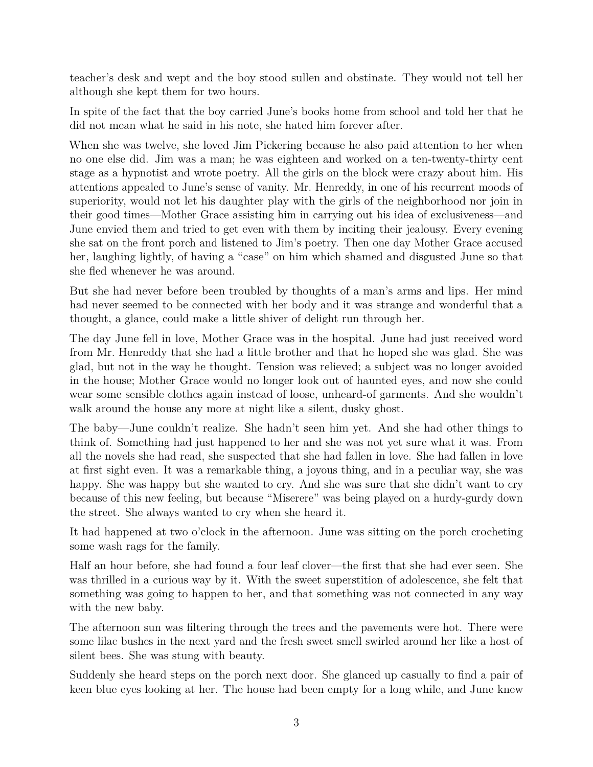teacher's desk and wept and the boy stood sullen and obstinate. They would not tell her although she kept them for two hours.

In spite of the fact that the boy carried June's books home from school and told her that he did not mean what he said in his note, she hated him forever after.

When she was twelve, she loved Jim Pickering because he also paid attention to her when no one else did. Jim was a man; he was eighteen and worked on a ten-twenty-thirty cent stage as a hypnotist and wrote poetry. All the girls on the block were crazy about him. His attentions appealed to June's sense of vanity. Mr. Henreddy, in one of his recurrent moods of superiority, would not let his daughter play with the girls of the neighborhood nor join in their good times—Mother Grace assisting him in carrying out his idea of exclusiveness—and June envied them and tried to get even with them by inciting their jealousy. Every evening she sat on the front porch and listened to Jim's poetry. Then one day Mother Grace accused her, laughing lightly, of having a "case" on him which shamed and disgusted June so that she fled whenever he was around.

But she had never before been troubled by thoughts of a man's arms and lips. Her mind had never seemed to be connected with her body and it was strange and wonderful that a thought, a glance, could make a little shiver of delight run through her.

The day June fell in love, Mother Grace was in the hospital. June had just received word from Mr. Henreddy that she had a little brother and that he hoped she was glad. She was glad, but not in the way he thought. Tension was relieved; a subject was no longer avoided in the house; Mother Grace would no longer look out of haunted eyes, and now she could wear some sensible clothes again instead of loose, unheard-of garments. And she wouldn't walk around the house any more at night like a silent, dusky ghost.

The baby—June couldn't realize. She hadn't seen him yet. And she had other things to think of. Something had just happened to her and she was not yet sure what it was. From all the novels she had read, she suspected that she had fallen in love. She had fallen in love at first sight even. It was a remarkable thing, a joyous thing, and in a peculiar way, she was happy. She was happy but she wanted to cry. And she was sure that she didn't want to cry because of this new feeling, but because "Miserere" was being played on a hurdy-gurdy down the street. She always wanted to cry when she heard it.

It had happened at two o'clock in the afternoon. June was sitting on the porch crocheting some wash rags for the family.

Half an hour before, she had found a four leaf clover—the first that she had ever seen. She was thrilled in a curious way by it. With the sweet superstition of adolescence, she felt that something was going to happen to her, and that something was not connected in any way with the new baby.

The afternoon sun was filtering through the trees and the pavements were hot. There were some lilac bushes in the next yard and the fresh sweet smell swirled around her like a host of silent bees. She was stung with beauty.

Suddenly she heard steps on the porch next door. She glanced up casually to find a pair of keen blue eyes looking at her. The house had been empty for a long while, and June knew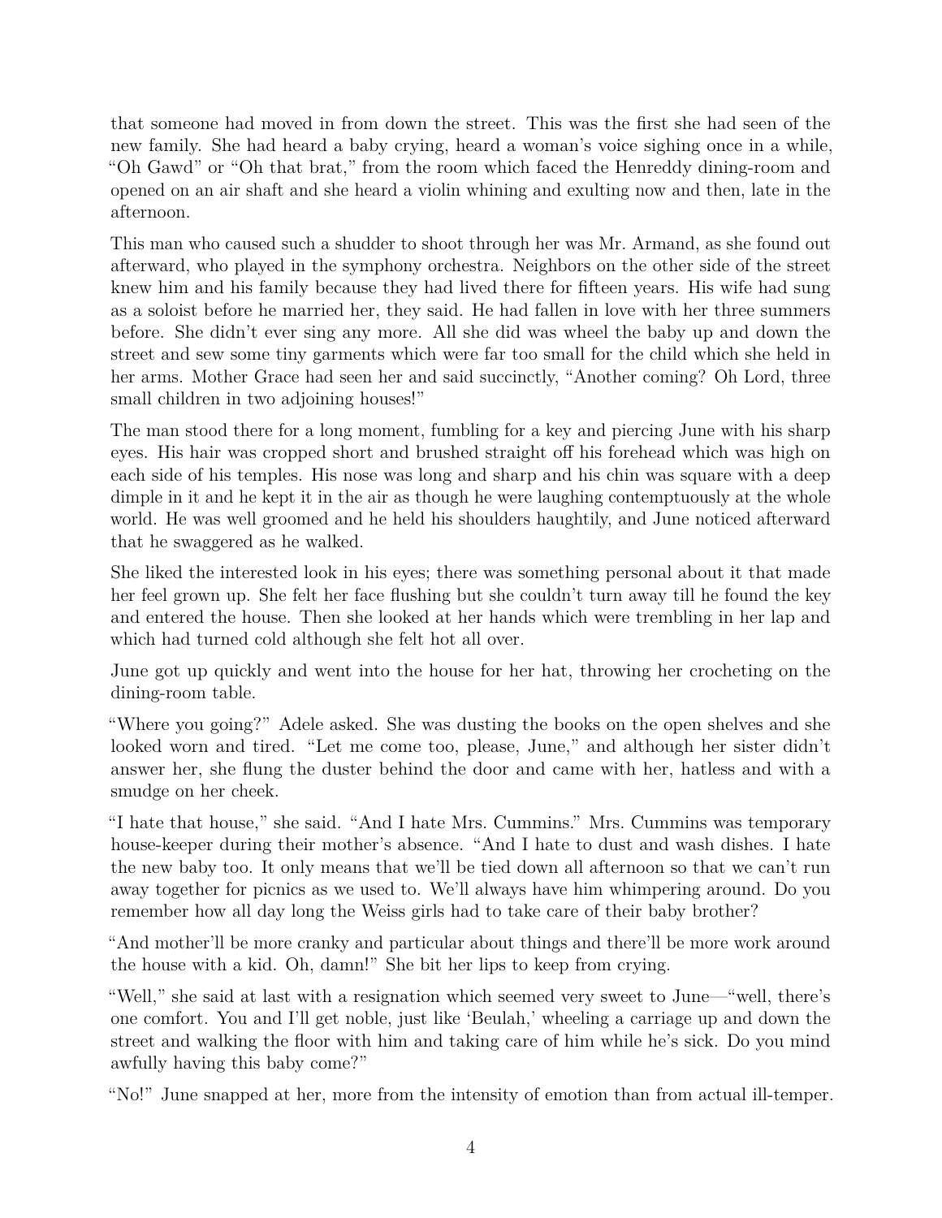that someone had moved in from down the street. This was the first she had seen of the new family. She had heard a baby crying, heard a woman's voice sighing once in a while, "Oh Gawd" or "Oh that brat," from the room which faced the Henreddy dining-room and opened on an air shaft and she heard a violin whining and exulting now and then, late in the afternoon.

This man who caused such a shudder to shoot through her was Mr. Armand, as she found out afterward, who played in the symphony orchestra. Neighbors on the other side of the street knew him and his family because they had lived there for fifteen years. His wife had sung as a soloist before he married her, they said. He had fallen in love with her three summers before. She didn't ever sing any more. All she did was wheel the baby up and down the street and sew some tiny garments which were far too small for the child which she held in her arms. Mother Grace had seen her and said succinctly, "Another coming? Oh Lord, three small children in two adjoining houses!"

The man stood there for a long moment, fumbling for a key and piercing June with his sharp eyes. His hair was cropped short and brushed straight off his forehead which was high on each side of his temples. His nose was long and sharp and his chin was square with a deep dimple in it and he kept it in the air as though he were laughing contemptuously at the whole world. He was well groomed and he held his shoulders haughtily, and June noticed afterward that he swaggered as he walked.

She liked the interested look in his eyes; there was something personal about it that made her feel grown up. She felt her face flushing but she couldn't turn away till he found the key and entered the house. Then she looked at her hands which were trembling in her lap and which had turned cold although she felt hot all over.

June got up quickly and went into the house for her hat, throwing her crocheting on the dining-room table.

"Where you going?" Adele asked. She was dusting the books on the open shelves and she looked worn and tired. "Let me come too, please, June," and although her sister didn't answer her, she flung the duster behind the door and came with her, hatless and with a smudge on her cheek.

"I hate that house," she said. "And I hate Mrs. Cummins." Mrs. Cummins was temporary house-keeper during their mother's absence. "And I hate to dust and wash dishes. I hate the new baby too. It only means that we'll be tied down all afternoon so that we can't run away together for picnics as we used to. We'll always have him whimpering around. Do you remember how all day long the Weiss girls had to take care of their baby brother?

"And mother'll be more cranky and particular about things and there'll be more work around the house with a kid. Oh, damn!" She bit her lips to keep from crying.

"Well," she said at last with a resignation which seemed very sweet to June—"well, there's one comfort. You and I'll get noble, just like 'Beulah,' wheeling a carriage up and down the street and walking the floor with him and taking care of him while he's sick. Do you mind awfully having this baby come?"

"No!" June snapped at her, more from the intensity of emotion than from actual ill-temper.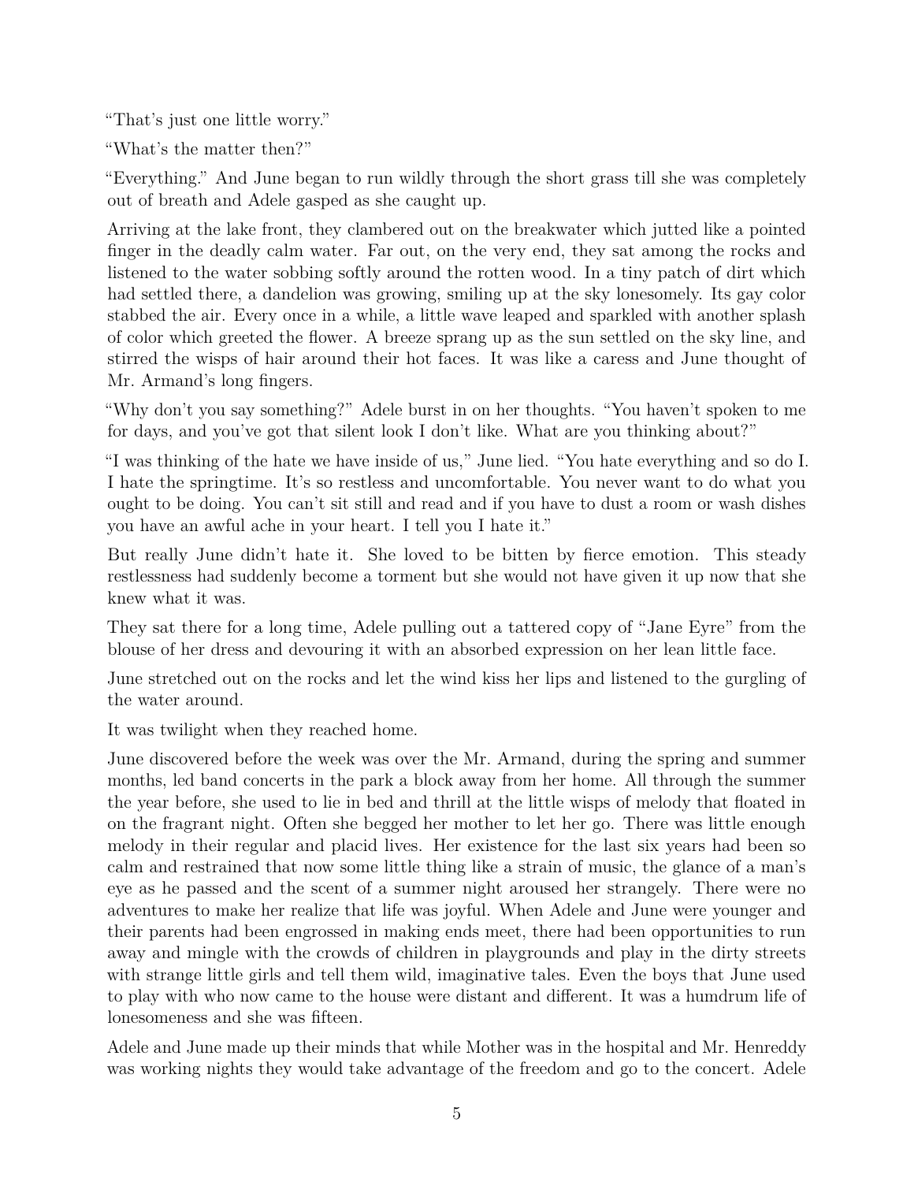"That's just one little worry."

"What's the matter then?"

"Everything." And June began to run wildly through the short grass till she was completely out of breath and Adele gasped as she caught up.

Arriving at the lake front, they clambered out on the breakwater which jutted like a pointed finger in the deadly calm water. Far out, on the very end, they sat among the rocks and listened to the water sobbing softly around the rotten wood. In a tiny patch of dirt which had settled there, a dandelion was growing, smiling up at the sky lonesomely. Its gay color stabbed the air. Every once in a while, a little wave leaped and sparkled with another splash of color which greeted the flower. A breeze sprang up as the sun settled on the sky line, and stirred the wisps of hair around their hot faces. It was like a caress and June thought of Mr. Armand's long fingers.

"Why don't you say something?" Adele burst in on her thoughts. "You haven't spoken to me for days, and you've got that silent look I don't like. What are you thinking about?"

"I was thinking of the hate we have inside of us," June lied. "You hate everything and so do I. I hate the springtime. It's so restless and uncomfortable. You never want to do what you ought to be doing. You can't sit still and read and if you have to dust a room or wash dishes you have an awful ache in your heart. I tell you I hate it."

But really June didn't hate it. She loved to be bitten by fierce emotion. This steady restlessness had suddenly become a torment but she would not have given it up now that she knew what it was.

They sat there for a long time, Adele pulling out a tattered copy of "Jane Eyre" from the blouse of her dress and devouring it with an absorbed expression on her lean little face.

June stretched out on the rocks and let the wind kiss her lips and listened to the gurgling of the water around.

It was twilight when they reached home.

June discovered before the week was over the Mr. Armand, during the spring and summer months, led band concerts in the park a block away from her home. All through the summer the year before, she used to lie in bed and thrill at the little wisps of melody that floated in on the fragrant night. Often she begged her mother to let her go. There was little enough melody in their regular and placid lives. Her existence for the last six years had been so calm and restrained that now some little thing like a strain of music, the glance of a man's eye as he passed and the scent of a summer night aroused her strangely. There were no adventures to make her realize that life was joyful. When Adele and June were younger and their parents had been engrossed in making ends meet, there had been opportunities to run away and mingle with the crowds of children in playgrounds and play in the dirty streets with strange little girls and tell them wild, imaginative tales. Even the boys that June used to play with who now came to the house were distant and different. It was a humdrum life of lonesomeness and she was fifteen.

Adele and June made up their minds that while Mother was in the hospital and Mr. Henreddy was working nights they would take advantage of the freedom and go to the concert. Adele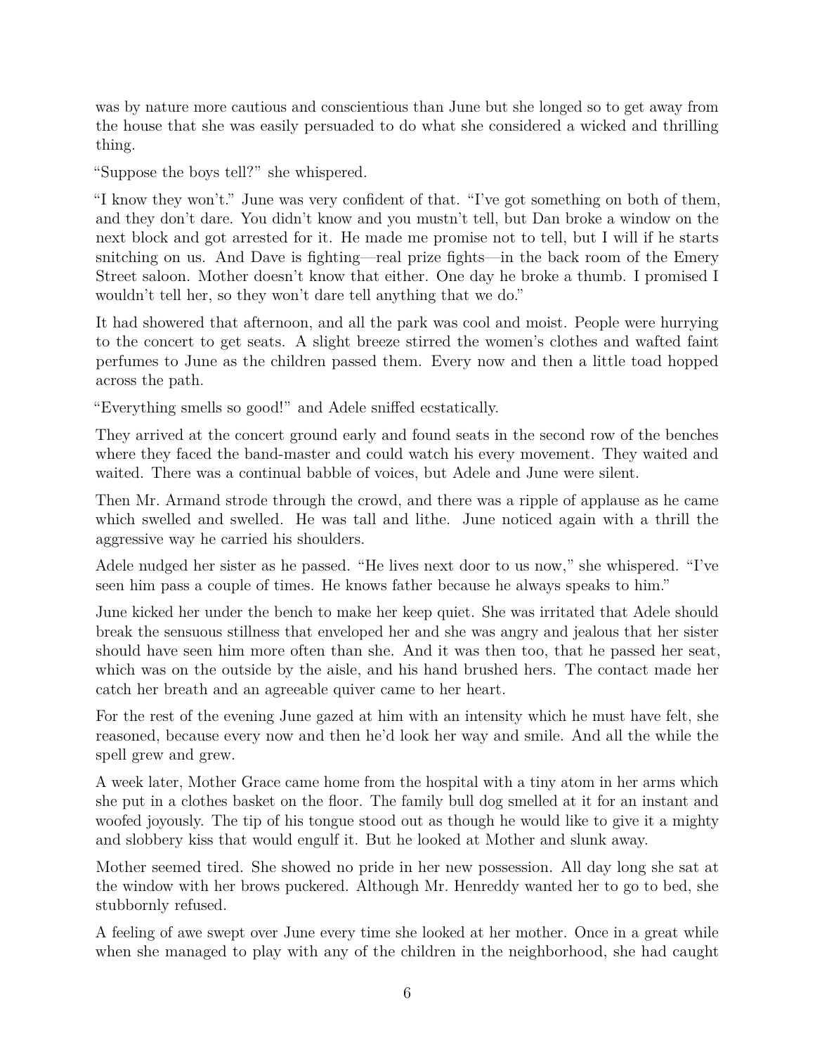was by nature more cautious and conscientious than June but she longed so to get away from the house that she was easily persuaded to do what she considered a wicked and thrilling thing.

"Suppose the boys tell?" she whispered.

"I know they won't." June was very confident of that. "I've got something on both of them, and they don't dare. You didn't know and you mustn't tell, but Dan broke a window on the next block and got arrested for it. He made me promise not to tell, but I will if he starts snitching on us. And Dave is fighting—real prize fights—in the back room of the Emery Street saloon. Mother doesn't know that either. One day he broke a thumb. I promised I wouldn't tell her, so they won't dare tell anything that we do."

It had showered that afternoon, and all the park was cool and moist. People were hurrying to the concert to get seats. A slight breeze stirred the women's clothes and wafted faint perfumes to June as the children passed them. Every now and then a little toad hopped across the path.

"Everything smells so good!" and Adele sniffed ecstatically.

They arrived at the concert ground early and found seats in the second row of the benches where they faced the band-master and could watch his every movement. They waited and waited. There was a continual babble of voices, but Adele and June were silent.

Then Mr. Armand strode through the crowd, and there was a ripple of applause as he came which swelled and swelled. He was tall and lithe. June noticed again with a thrill the aggressive way he carried his shoulders.

Adele nudged her sister as he passed. "He lives next door to us now," she whispered. "I've seen him pass a couple of times. He knows father because he always speaks to him."

June kicked her under the bench to make her keep quiet. She was irritated that Adele should break the sensuous stillness that enveloped her and she was angry and jealous that her sister should have seen him more often than she. And it was then too, that he passed her seat, which was on the outside by the aisle, and his hand brushed hers. The contact made her catch her breath and an agreeable quiver came to her heart.

For the rest of the evening June gazed at him with an intensity which he must have felt, she reasoned, because every now and then he'd look her way and smile. And all the while the spell grew and grew.

A week later, Mother Grace came home from the hospital with a tiny atom in her arms which she put in a clothes basket on the floor. The family bull dog smelled at it for an instant and woofed joyously. The tip of his tongue stood out as though he would like to give it a mighty and slobbery kiss that would engulf it. But he looked at Mother and slunk away.

Mother seemed tired. She showed no pride in her new possession. All day long she sat at the window with her brows puckered. Although Mr. Henreddy wanted her to go to bed, she stubbornly refused.

A feeling of awe swept over June every time she looked at her mother. Once in a great while when she managed to play with any of the children in the neighborhood, she had caught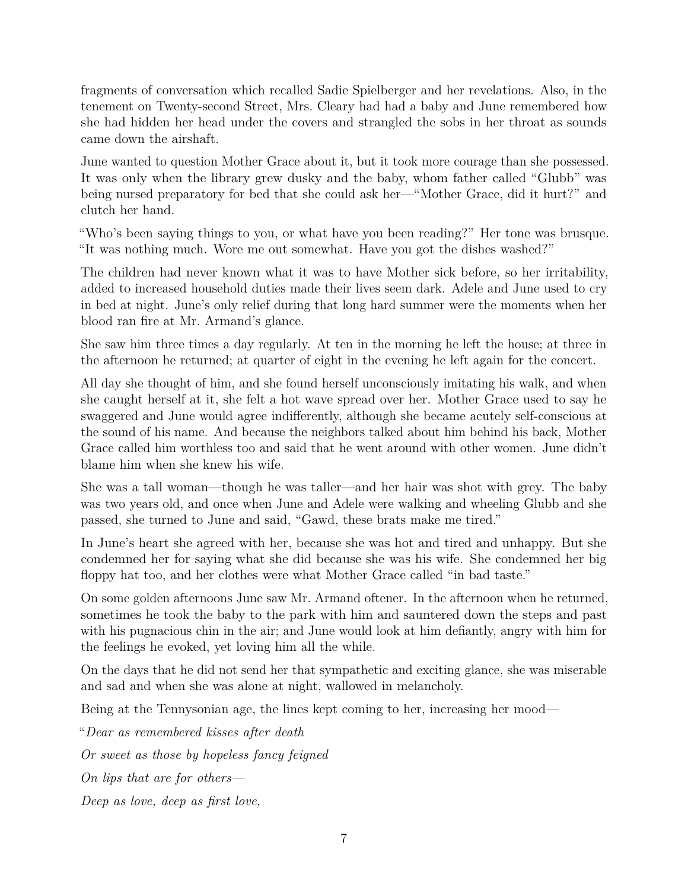fragments of conversation which recalled Sadie Spielberger and her revelations. Also, in the tenement on Twenty-second Street, Mrs. Cleary had had a baby and June remembered how she had hidden her head under the covers and strangled the sobs in her throat as sounds came down the airshaft.

June wanted to question Mother Grace about it, but it took more courage than she possessed. It was only when the library grew dusky and the baby, whom father called "Glubb" was being nursed preparatory for bed that she could ask her—"Mother Grace, did it hurt?" and clutch her hand.

"Who's been saying things to you, or what have you been reading?" Her tone was brusque. "It was nothing much. Wore me out somewhat. Have you got the dishes washed?"

The children had never known what it was to have Mother sick before, so her irritability, added to increased household duties made their lives seem dark. Adele and June used to cry in bed at night. June's only relief during that long hard summer were the moments when her blood ran fire at Mr. Armand's glance.

She saw him three times a day regularly. At ten in the morning he left the house; at three in the afternoon he returned; at quarter of eight in the evening he left again for the concert.

All day she thought of him, and she found herself unconsciously imitating his walk, and when she caught herself at it, she felt a hot wave spread over her. Mother Grace used to say he swaggered and June would agree indifferently, although she became acutely self-conscious at the sound of his name. And because the neighbors talked about him behind his back, Mother Grace called him worthless too and said that he went around with other women. June didn't blame him when she knew his wife.

She was a tall woman—though he was taller—and her hair was shot with grey. The baby was two years old, and once when June and Adele were walking and wheeling Glubb and she passed, she turned to June and said, "Gawd, these brats make me tired."

In June's heart she agreed with her, because she was hot and tired and unhappy. But she condemned her for saying what she did because she was his wife. She condemned her big floppy hat too, and her clothes were what Mother Grace called "in bad taste."

On some golden afternoons June saw Mr. Armand oftener. In the afternoon when he returned, sometimes he took the baby to the park with him and sauntered down the steps and past with his pugnacious chin in the air; and June would look at him defiantly, angry with him for the feelings he evoked, yet loving him all the while.

On the days that he did not send her that sympathetic and exciting glance, she was miserable and sad and when she was alone at night, wallowed in melancholy.

Being at the Tennysonian age, the lines kept coming to her, increasing her mood—

"*Dear as remembered kisses after death*

*Or sweet as those by hopeless fancy feigned*

*On lips that are for others—*

*Deep as love, deep as first love,*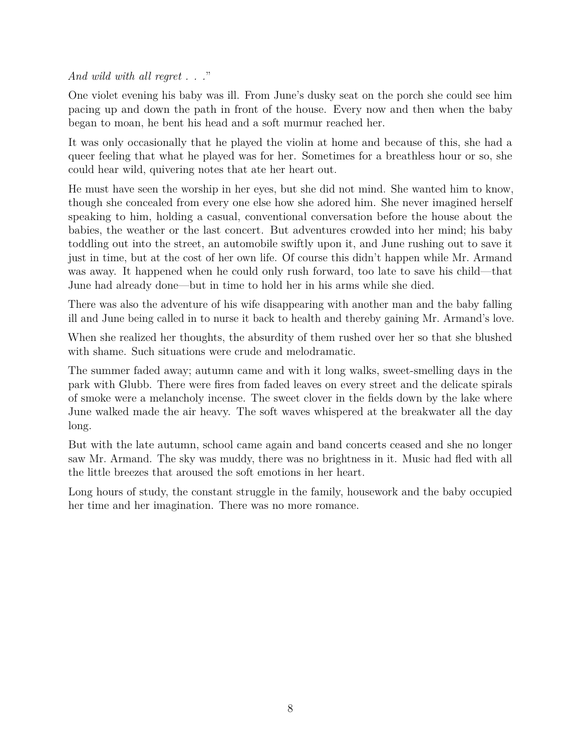*And wild with all regret . . .*"

One violet evening his baby was ill. From June's dusky seat on the porch she could see him pacing up and down the path in front of the house. Every now and then when the baby began to moan, he bent his head and a soft murmur reached her.

It was only occasionally that he played the violin at home and because of this, she had a queer feeling that what he played was for her. Sometimes for a breathless hour or so, she could hear wild, quivering notes that ate her heart out.

He must have seen the worship in her eyes, but she did not mind. She wanted him to know, though she concealed from every one else how she adored him. She never imagined herself speaking to him, holding a casual, conventional conversation before the house about the babies, the weather or the last concert. But adventures crowded into her mind; his baby toddling out into the street, an automobile swiftly upon it, and June rushing out to save it just in time, but at the cost of her own life. Of course this didn't happen while Mr. Armand was away. It happened when he could only rush forward, too late to save his child—that June had already done—but in time to hold her in his arms while she died.

There was also the adventure of his wife disappearing with another man and the baby falling ill and June being called in to nurse it back to health and thereby gaining Mr. Armand's love.

When she realized her thoughts, the absurdity of them rushed over her so that she blushed with shame. Such situations were crude and melodramatic.

The summer faded away; autumn came and with it long walks, sweet-smelling days in the park with Glubb. There were fires from faded leaves on every street and the delicate spirals of smoke were a melancholy incense. The sweet clover in the fields down by the lake where June walked made the air heavy. The soft waves whispered at the breakwater all the day long.

But with the late autumn, school came again and band concerts ceased and she no longer saw Mr. Armand. The sky was muddy, there was no brightness in it. Music had fled with all the little breezes that aroused the soft emotions in her heart.

Long hours of study, the constant struggle in the family, housework and the baby occupied her time and her imagination. There was no more romance.